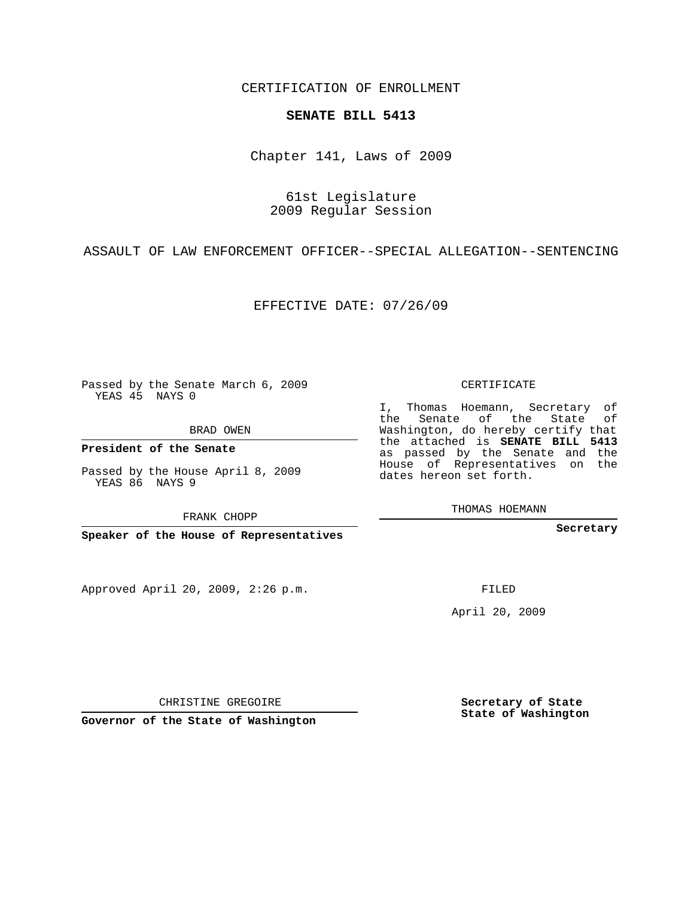CERTIFICATION OF ENROLLMENT

**SENATE BILL 5413**

Chapter 141, Laws of 2009

61st Legislature
2009 Regular Session

ASSAULT OF LAW ENFORCEMENT OFFICER--SPECIAL ALLEGATION--SENTENCING

EFFECTIVE DATE: 07/26/09

Passed by the Senate March 6, 2009
YEAS 45 NAYS 0

BRAD OWEN

**President of the Senate**

Passed by the House April 8, 2009
YEAS 86 NAYS 9

FRANK CHOPP

**Speaker of the House of Representatives**

Approved April 20, 2009, 2:26 p.m.

CHRISTINE GREGOIRE

**Governor of the State of Washington**

CERTIFICATE

I, Thomas Hoemann, Secretary of the Senate of the State of Washington, do hereby certify that the attached is **SENATE BILL 5413** as passed by the Senate and the House of Representatives on the dates hereon set forth.

THOMAS HOEMANN

**Secretary**

FILED

April 20, 2009

**Secretary of State**
**State of Washington**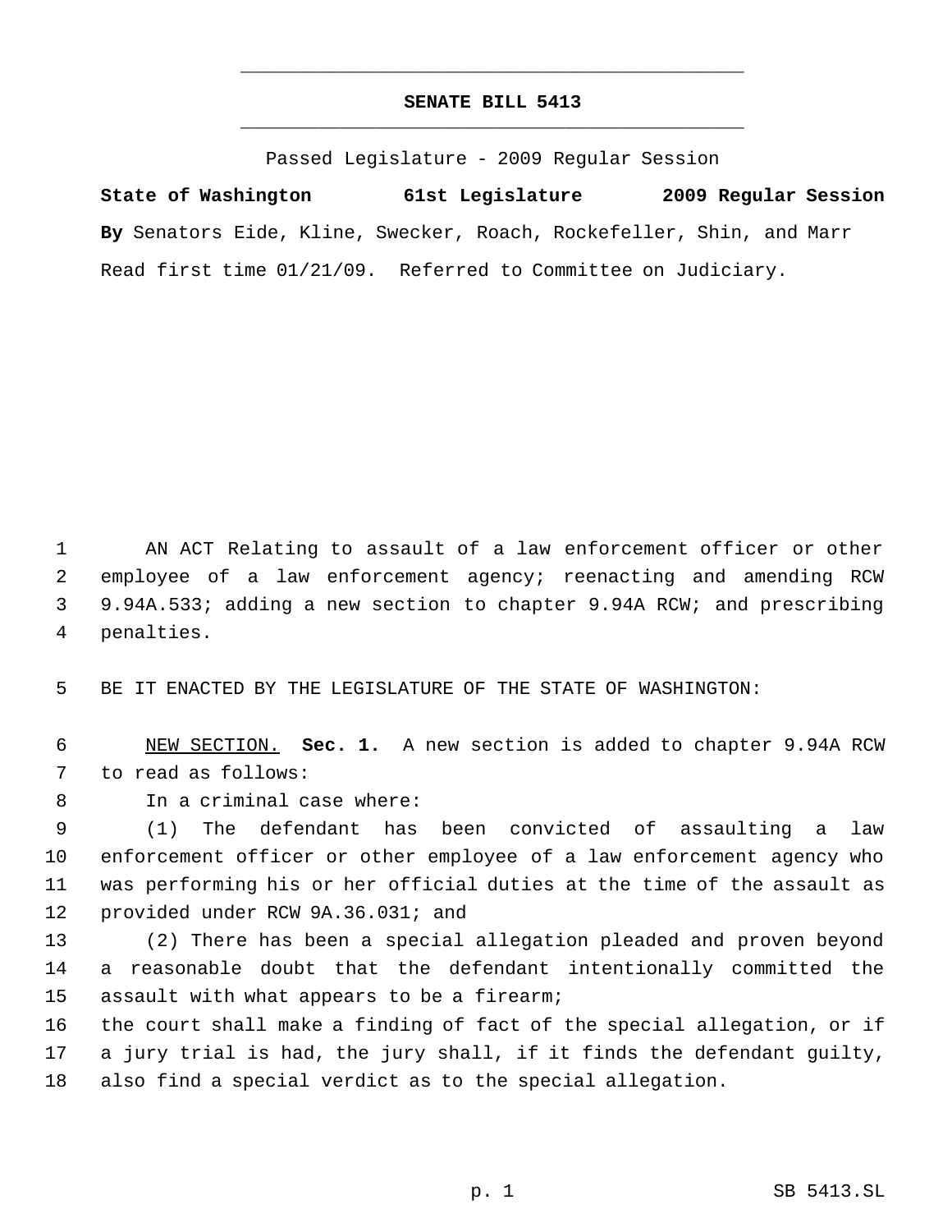# SENATE BILL 5413

Passed Legislature - 2009 Regular Session

**State of Washington 61st Legislature 2009 Regular Session**

**By** Senators Eide, Kline, Swecker, Roach, Rockefeller, Shin, and Marr

Read first time 01/21/09. Referred to Committee on Judiciary.

AN ACT Relating to assault of a law enforcement officer or other employee of a law enforcement agency; reenacting and amending RCW 9.94A.533; adding a new section to chapter 9.94A RCW; and prescribing penalties.

BE IT ENACTED BY THE LEGISLATURE OF THE STATE OF WASHINGTON:

NEW SECTION. **Sec. 1.** A new section is added to chapter 9.94A RCW to read as follows:

In a criminal case where:

(1) The defendant has been convicted of assaulting a law enforcement officer or other employee of a law enforcement agency who was performing his or her official duties at the time of the assault as provided under RCW 9A.36.031; and

(2) There has been a special allegation pleaded and proven beyond a reasonable doubt that the defendant intentionally committed the assault with what appears to be a firearm;

the court shall make a finding of fact of the special allegation, or if a jury trial is had, the jury shall, if it finds the defendant guilty, also find a special verdict as to the special allegation.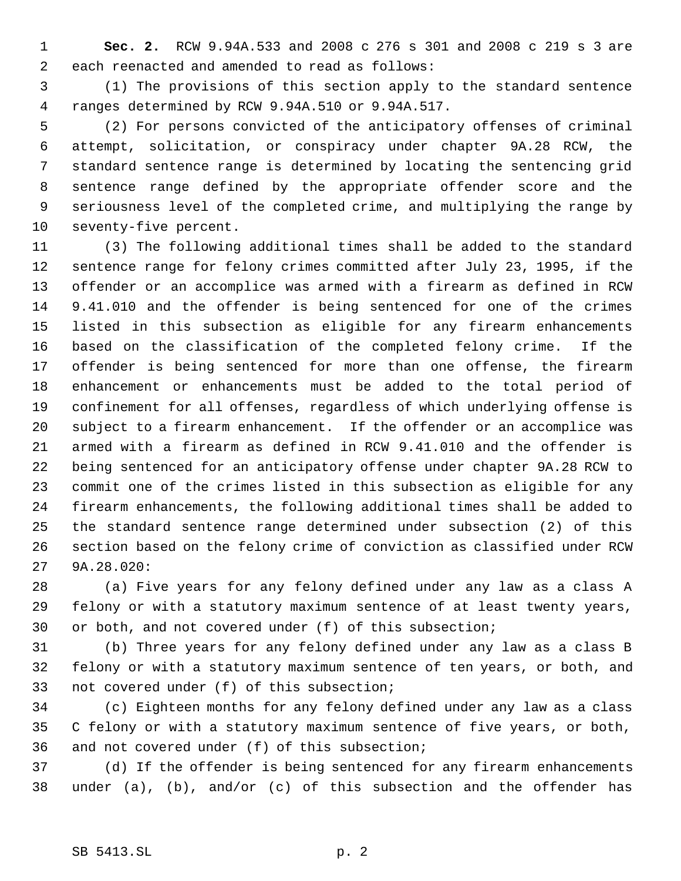**Sec. 2.** RCW 9.94A.533 and 2008 c 276 s 301 and 2008 c 219 s 3 are each reenacted and amended to read as follows:

(1) The provisions of this section apply to the standard sentence ranges determined by RCW 9.94A.510 or 9.94A.517.

(2) For persons convicted of the anticipatory offenses of criminal attempt, solicitation, or conspiracy under chapter 9A.28 RCW, the standard sentence range is determined by locating the sentencing grid sentence range defined by the appropriate offender score and the seriousness level of the completed crime, and multiplying the range by seventy-five percent.

(3) The following additional times shall be added to the standard sentence range for felony crimes committed after July 23, 1995, if the offender or an accomplice was armed with a firearm as defined in RCW 9.41.010 and the offender is being sentenced for one of the crimes listed in this subsection as eligible for any firearm enhancements based on the classification of the completed felony crime. If the offender is being sentenced for more than one offense, the firearm enhancement or enhancements must be added to the total period of confinement for all offenses, regardless of which underlying offense is subject to a firearm enhancement. If the offender or an accomplice was armed with a firearm as defined in RCW 9.41.010 and the offender is being sentenced for an anticipatory offense under chapter 9A.28 RCW to commit one of the crimes listed in this subsection as eligible for any firearm enhancements, the following additional times shall be added to the standard sentence range determined under subsection (2) of this section based on the felony crime of conviction as classified under RCW 9A.28.020:

(a) Five years for any felony defined under any law as a class A felony or with a statutory maximum sentence of at least twenty years, or both, and not covered under (f) of this subsection;

(b) Three years for any felony defined under any law as a class B felony or with a statutory maximum sentence of ten years, or both, and not covered under (f) of this subsection;

(c) Eighteen months for any felony defined under any law as a class C felony or with a statutory maximum sentence of five years, or both, and not covered under (f) of this subsection;

(d) If the offender is being sentenced for any firearm enhancements under (a), (b), and/or (c) of this subsection and the offender has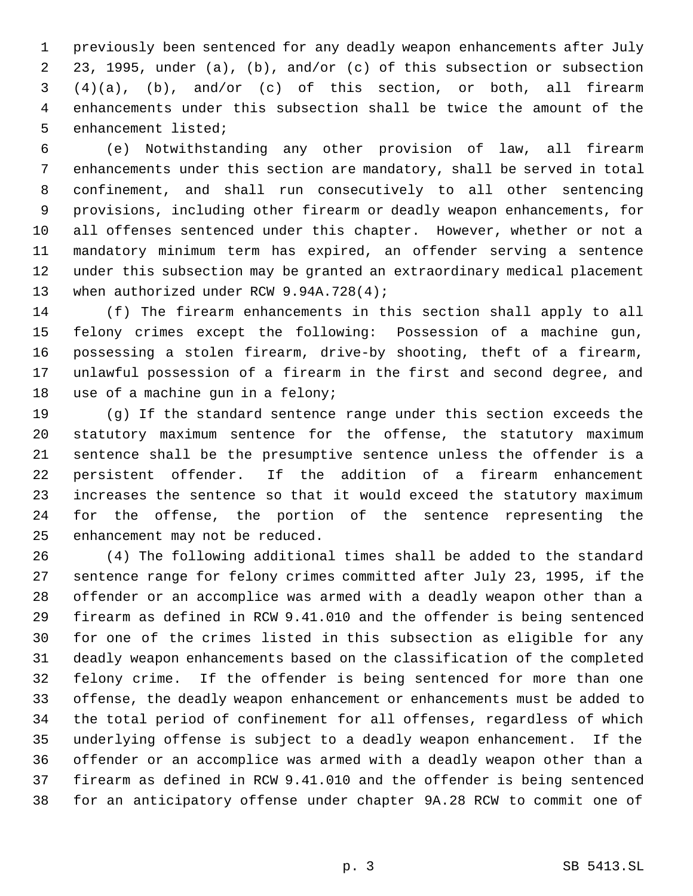previously been sentenced for any deadly weapon enhancements after July 23, 1995, under (a), (b), and/or (c) of this subsection or subsection (4)(a), (b), and/or (c) of this section, or both, all firearm enhancements under this subsection shall be twice the amount of the enhancement listed;

(e) Notwithstanding any other provision of law, all firearm enhancements under this section are mandatory, shall be served in total confinement, and shall run consecutively to all other sentencing provisions, including other firearm or deadly weapon enhancements, for all offenses sentenced under this chapter. However, whether or not a mandatory minimum term has expired, an offender serving a sentence under this subsection may be granted an extraordinary medical placement when authorized under RCW 9.94A.728(4);

(f) The firearm enhancements in this section shall apply to all felony crimes except the following: Possession of a machine gun, possessing a stolen firearm, drive-by shooting, theft of a firearm, unlawful possession of a firearm in the first and second degree, and use of a machine gun in a felony;

(g) If the standard sentence range under this section exceeds the statutory maximum sentence for the offense, the statutory maximum sentence shall be the presumptive sentence unless the offender is a persistent offender. If the addition of a firearm enhancement increases the sentence so that it would exceed the statutory maximum for the offense, the portion of the sentence representing the enhancement may not be reduced.

(4) The following additional times shall be added to the standard sentence range for felony crimes committed after July 23, 1995, if the offender or an accomplice was armed with a deadly weapon other than a firearm as defined in RCW 9.41.010 and the offender is being sentenced for one of the crimes listed in this subsection as eligible for any deadly weapon enhancements based on the classification of the completed felony crime. If the offender is being sentenced for more than one offense, the deadly weapon enhancement or enhancements must be added to the total period of confinement for all offenses, regardless of which underlying offense is subject to a deadly weapon enhancement. If the offender or an accomplice was armed with a deadly weapon other than a firearm as defined in RCW 9.41.010 and the offender is being sentenced for an anticipatory offense under chapter 9A.28 RCW to commit one of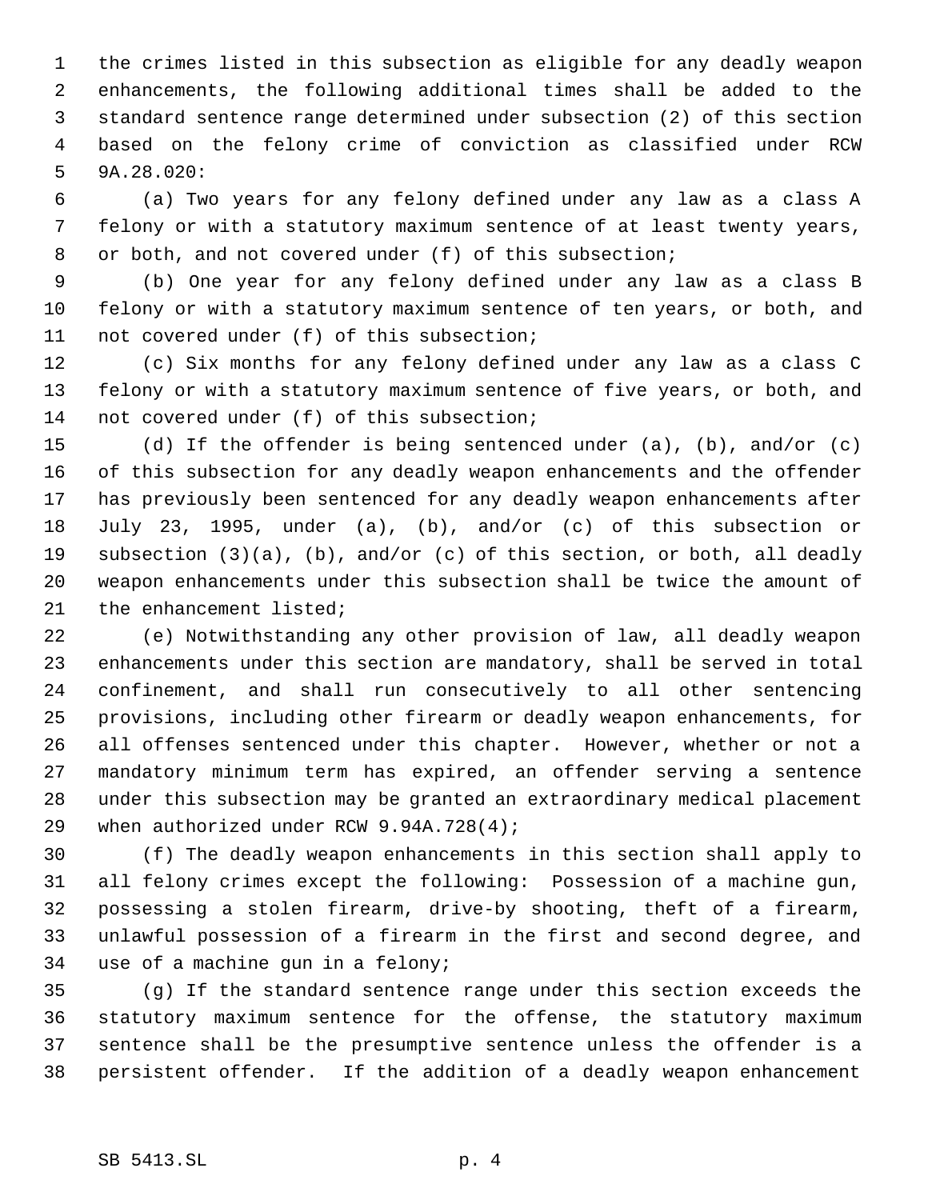the crimes listed in this subsection as eligible for any deadly weapon enhancements, the following additional times shall be added to the standard sentence range determined under subsection (2) of this section based on the felony crime of conviction as classified under RCW 9A.28.020:

(a) Two years for any felony defined under any law as a class A felony or with a statutory maximum sentence of at least twenty years, or both, and not covered under (f) of this subsection;

(b) One year for any felony defined under any law as a class B felony or with a statutory maximum sentence of ten years, or both, and not covered under (f) of this subsection;

(c) Six months for any felony defined under any law as a class C felony or with a statutory maximum sentence of five years, or both, and not covered under (f) of this subsection;

(d) If the offender is being sentenced under (a), (b), and/or (c) of this subsection for any deadly weapon enhancements and the offender has previously been sentenced for any deadly weapon enhancements after July 23, 1995, under (a), (b), and/or (c) of this subsection or subsection (3)(a), (b), and/or (c) of this section, or both, all deadly weapon enhancements under this subsection shall be twice the amount of the enhancement listed;

(e) Notwithstanding any other provision of law, all deadly weapon enhancements under this section are mandatory, shall be served in total confinement, and shall run consecutively to all other sentencing provisions, including other firearm or deadly weapon enhancements, for all offenses sentenced under this chapter. However, whether or not a mandatory minimum term has expired, an offender serving a sentence under this subsection may be granted an extraordinary medical placement when authorized under RCW 9.94A.728(4);

(f) The deadly weapon enhancements in this section shall apply to all felony crimes except the following: Possession of a machine gun, possessing a stolen firearm, drive-by shooting, theft of a firearm, unlawful possession of a firearm in the first and second degree, and use of a machine gun in a felony;

(g) If the standard sentence range under this section exceeds the statutory maximum sentence for the offense, the statutory maximum sentence shall be the presumptive sentence unless the offender is a persistent offender. If the addition of a deadly weapon enhancement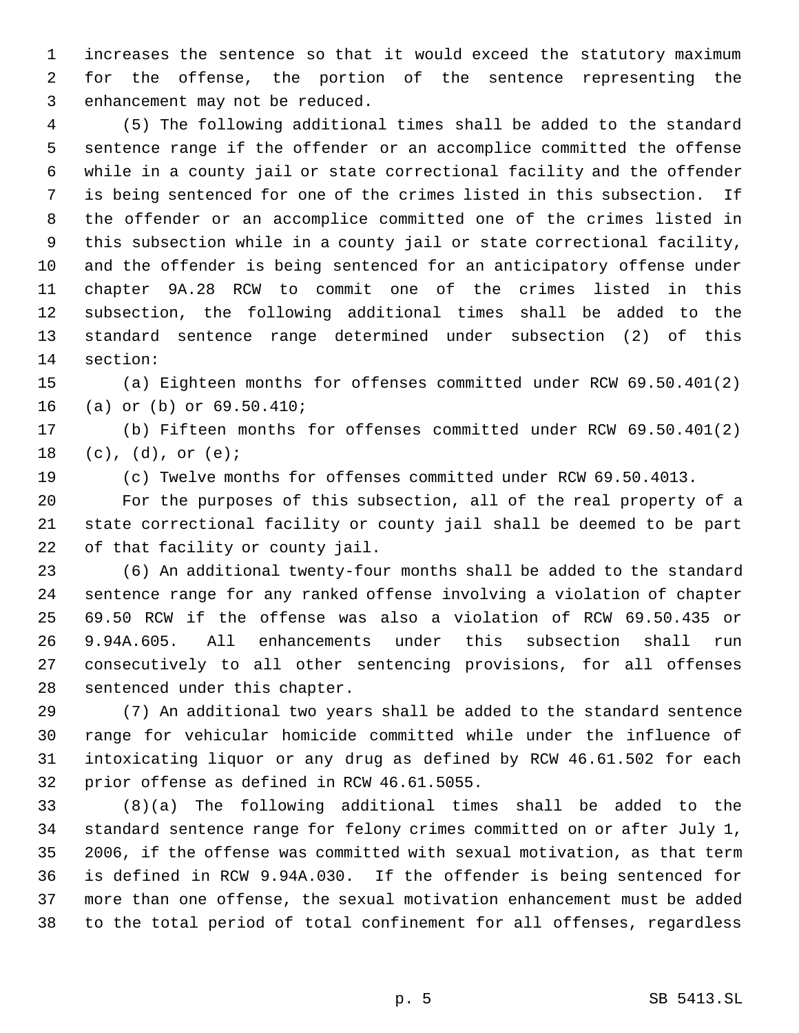increases the sentence so that it would exceed the statutory maximum for the offense, the portion of the sentence representing the enhancement may not be reduced.

(5) The following additional times shall be added to the standard sentence range if the offender or an accomplice committed the offense while in a county jail or state correctional facility and the offender is being sentenced for one of the crimes listed in this subsection. If the offender or an accomplice committed one of the crimes listed in this subsection while in a county jail or state correctional facility, and the offender is being sentenced for an anticipatory offense under chapter 9A.28 RCW to commit one of the crimes listed in this subsection, the following additional times shall be added to the standard sentence range determined under subsection (2) of this section:

(a) Eighteen months for offenses committed under RCW 69.50.401(2) (a) or (b) or 69.50.410;

(b) Fifteen months for offenses committed under RCW 69.50.401(2) (c), (d), or (e);

(c) Twelve months for offenses committed under RCW 69.50.4013.

For the purposes of this subsection, all of the real property of a state correctional facility or county jail shall be deemed to be part of that facility or county jail.

(6) An additional twenty-four months shall be added to the standard sentence range for any ranked offense involving a violation of chapter 69.50 RCW if the offense was also a violation of RCW 69.50.435 or 9.94A.605. All enhancements under this subsection shall run consecutively to all other sentencing provisions, for all offenses sentenced under this chapter.

(7) An additional two years shall be added to the standard sentence range for vehicular homicide committed while under the influence of intoxicating liquor or any drug as defined by RCW 46.61.502 for each prior offense as defined in RCW 46.61.5055.

(8)(a) The following additional times shall be added to the standard sentence range for felony crimes committed on or after July 1, 2006, if the offense was committed with sexual motivation, as that term is defined in RCW 9.94A.030. If the offender is being sentenced for more than one offense, the sexual motivation enhancement must be added to the total period of total confinement for all offenses, regardless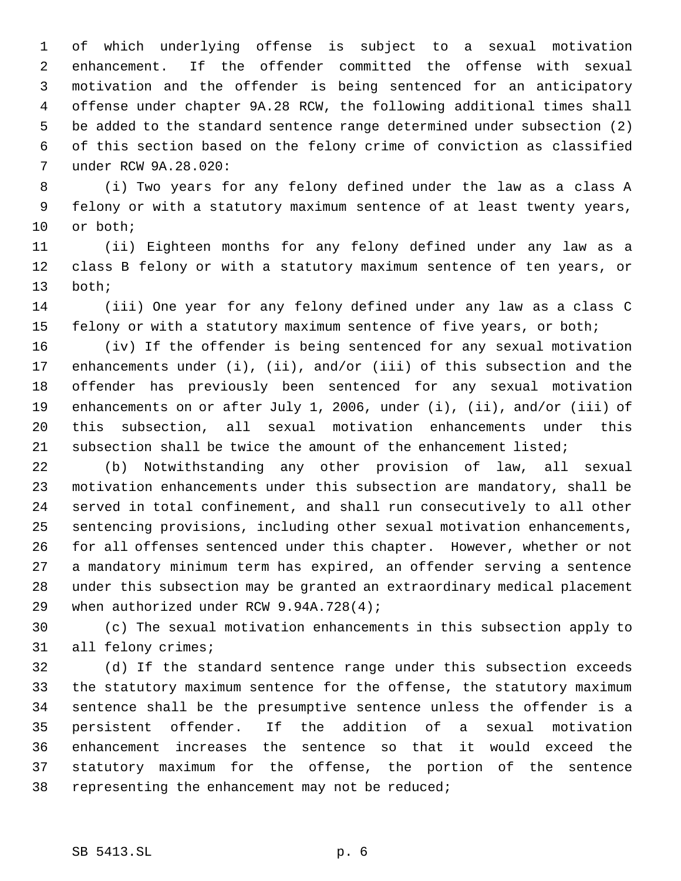of which underlying offense is subject to a sexual motivation enhancement. If the offender committed the offense with sexual motivation and the offender is being sentenced for an anticipatory offense under chapter 9A.28 RCW, the following additional times shall be added to the standard sentence range determined under subsection (2) of this section based on the felony crime of conviction as classified under RCW 9A.28.020:

(i) Two years for any felony defined under the law as a class A felony or with a statutory maximum sentence of at least twenty years, or both;

(ii) Eighteen months for any felony defined under any law as a class B felony or with a statutory maximum sentence of ten years, or both;

(iii) One year for any felony defined under any law as a class C felony or with a statutory maximum sentence of five years, or both;

(iv) If the offender is being sentenced for any sexual motivation enhancements under (i), (ii), and/or (iii) of this subsection and the offender has previously been sentenced for any sexual motivation enhancements on or after July 1, 2006, under (i), (ii), and/or (iii) of this subsection, all sexual motivation enhancements under this subsection shall be twice the amount of the enhancement listed;

(b) Notwithstanding any other provision of law, all sexual motivation enhancements under this subsection are mandatory, shall be served in total confinement, and shall run consecutively to all other sentencing provisions, including other sexual motivation enhancements, for all offenses sentenced under this chapter. However, whether or not a mandatory minimum term has expired, an offender serving a sentence under this subsection may be granted an extraordinary medical placement when authorized under RCW 9.94A.728(4);

(c) The sexual motivation enhancements in this subsection apply to all felony crimes;

(d) If the standard sentence range under this subsection exceeds the statutory maximum sentence for the offense, the statutory maximum sentence shall be the presumptive sentence unless the offender is a persistent offender. If the addition of a sexual motivation enhancement increases the sentence so that it would exceed the statutory maximum for the offense, the portion of the sentence representing the enhancement may not be reduced;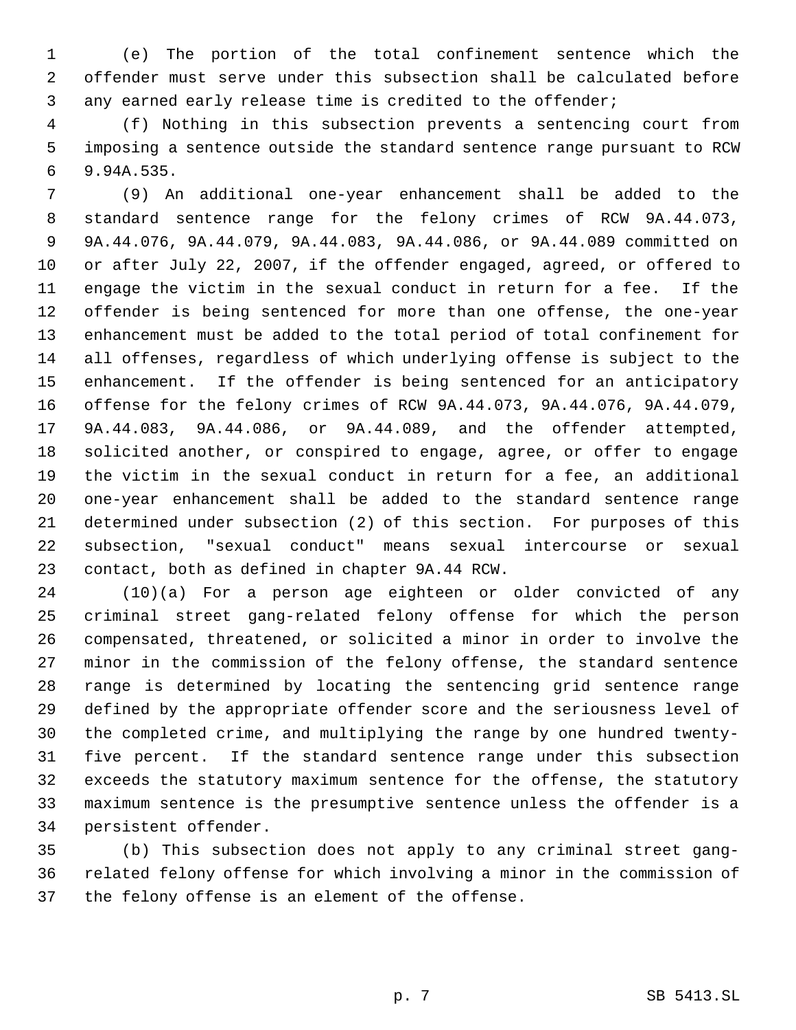(e) The portion of the total confinement sentence which the offender must serve under this subsection shall be calculated before any earned early release time is credited to the offender;

(f) Nothing in this subsection prevents a sentencing court from imposing a sentence outside the standard sentence range pursuant to RCW 9.94A.535.

(9) An additional one-year enhancement shall be added to the standard sentence range for the felony crimes of RCW 9A.44.073, 9A.44.076, 9A.44.079, 9A.44.083, 9A.44.086, or 9A.44.089 committed on or after July 22, 2007, if the offender engaged, agreed, or offered to engage the victim in the sexual conduct in return for a fee. If the offender is being sentenced for more than one offense, the one-year enhancement must be added to the total period of total confinement for all offenses, regardless of which underlying offense is subject to the enhancement. If the offender is being sentenced for an anticipatory offense for the felony crimes of RCW 9A.44.073, 9A.44.076, 9A.44.079, 9A.44.083, 9A.44.086, or 9A.44.089, and the offender attempted, solicited another, or conspired to engage, agree, or offer to engage the victim in the sexual conduct in return for a fee, an additional one-year enhancement shall be added to the standard sentence range determined under subsection (2) of this section. For purposes of this subsection, "sexual conduct" means sexual intercourse or sexual contact, both as defined in chapter 9A.44 RCW.

(10)(a) For a person age eighteen or older convicted of any criminal street gang-related felony offense for which the person compensated, threatened, or solicited a minor in order to involve the minor in the commission of the felony offense, the standard sentence range is determined by locating the sentencing grid sentence range defined by the appropriate offender score and the seriousness level of the completed crime, and multiplying the range by one hundred twenty-five percent. If the standard sentence range under this subsection exceeds the statutory maximum sentence for the offense, the statutory maximum sentence is the presumptive sentence unless the offender is a persistent offender.

(b) This subsection does not apply to any criminal street gang-related felony offense for which involving a minor in the commission of the felony offense is an element of the offense.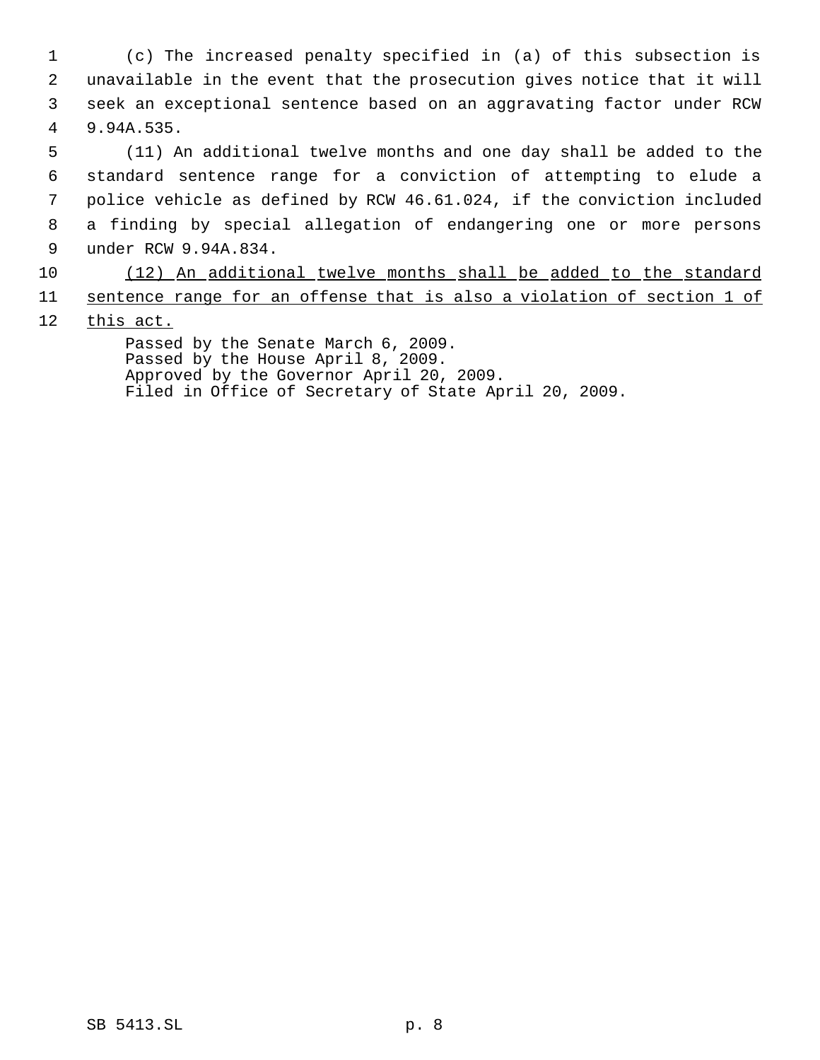(c) The increased penalty specified in (a) of this subsection is unavailable in the event that the prosecution gives notice that it will seek an exceptional sentence based on an aggravating factor under RCW 9.94A.535.

(11) An additional twelve months and one day shall be added to the standard sentence range for a conviction of attempting to elude a police vehicle as defined by RCW 46.61.024, if the conviction included a finding by special allegation of endangering one or more persons under RCW 9.94A.834.

<u>(12) An additional twelve months shall be added to the standard sentence range for an offense that is also a violation of section 1 of this act.</u>

Passed by the Senate March 6, 2009.
Passed by the House April 8, 2009.
Approved by the Governor April 20, 2009.
Filed in Office of Secretary of State April 20, 2009.